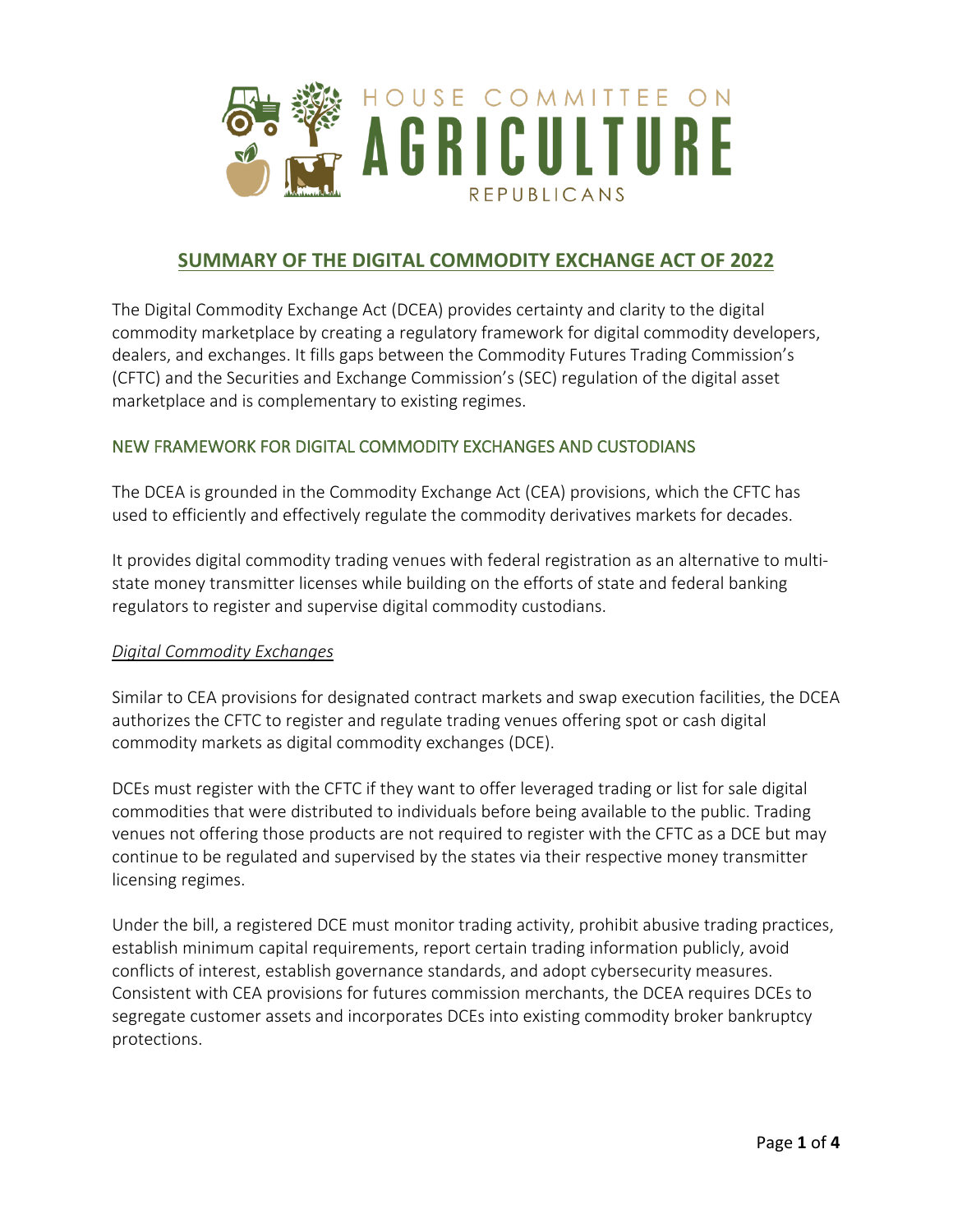HOUSE COMMITTEE ON **AGRICULTURE** REPUBLICANS

# SUMMARY OF THE DIGITAL COMMODITY EXCHANGE ACT OF 2022

The Digital Commodity Exchange Act (DCEA) provides certainty and clarity to the digital commodity marketplace by creating a regulatory framework for digital commodity developers, dealers, and exchanges. It fills gaps between the Commodity Futures Trading Commission's (CFTC) and the Securities and Exchange Commission's (SEC) regulation of the digital asset marketplace and is complementary to existing regimes.

## NEW FRAMEWORK FOR DIGITAL COMMODITY EXCHANGES AND CUSTODIANS

The DCEA is grounded in the Commodity Exchange Act (CEA) provisions, which the CFTC has used to efficiently and effectively regulate the commodity derivatives markets for decades.

It provides digital commodity trading venues with federal registration as an alternative to multi-state money transmitter licenses while building on the efforts of state and federal banking regulators to register and supervise digital commodity custodians.

### *Digital Commodity Exchanges*

Similar to CEA provisions for designated contract markets and swap execution facilities, the DCEA authorizes the CFTC to register and regulate trading venues offering spot or cash digital commodity markets as digital commodity exchanges (DCE).

DCEs must register with the CFTC if they want to offer leveraged trading or list for sale digital commodities that were distributed to individuals before being available to the public. Trading venues not offering those products are not required to register with the CFTC as a DCE but may continue to be regulated and supervised by the states via their respective money transmitter licensing regimes.

Under the bill, a registered DCE must monitor trading activity, prohibit abusive trading practices, establish minimum capital requirements, report certain trading information publicly, avoid conflicts of interest, establish governance standards, and adopt cybersecurity measures. Consistent with CEA provisions for futures commission merchants, the DCEA requires DCEs to segregate customer assets and incorporates DCEs into existing commodity broker bankruptcy protections.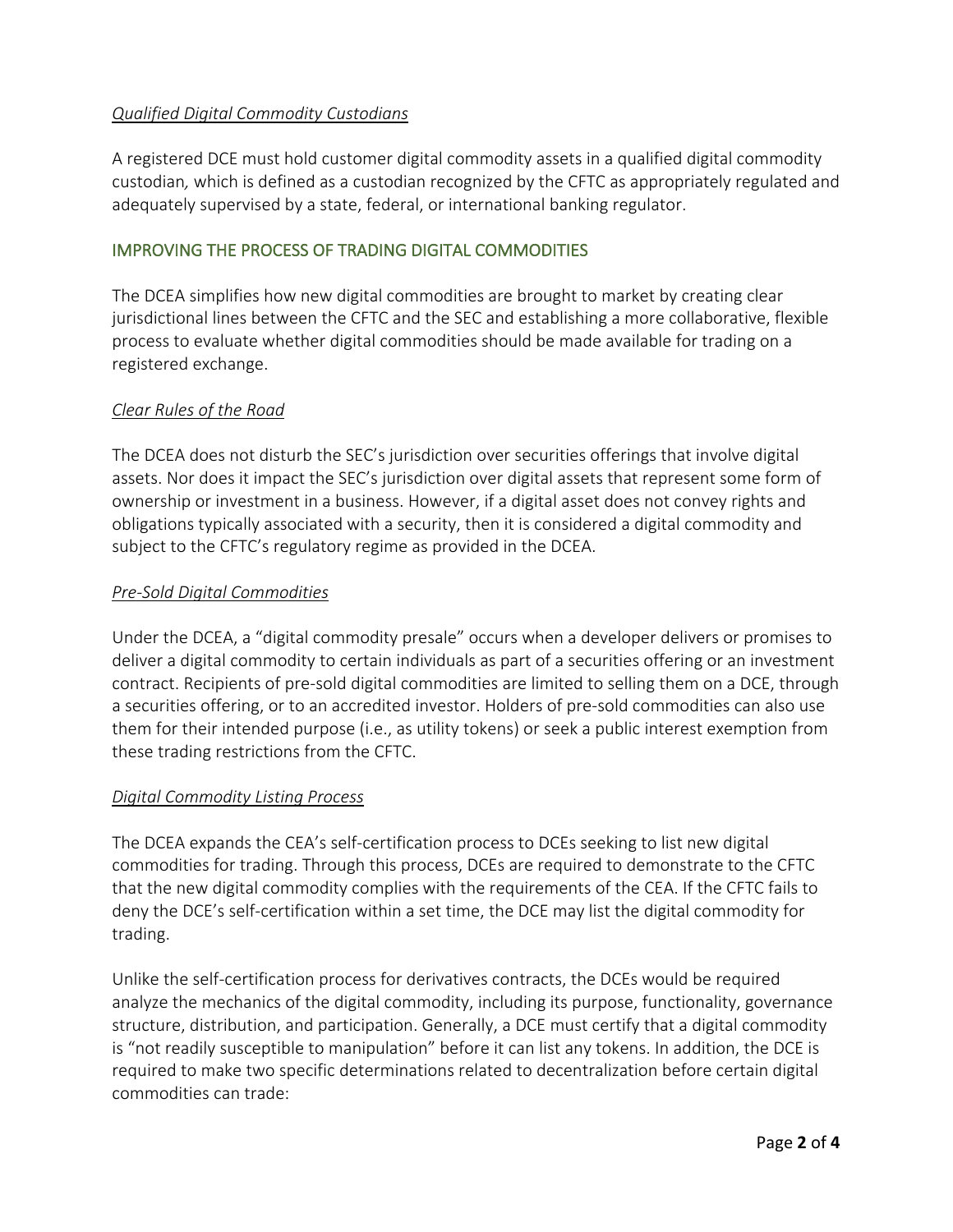*Qualified Digital Commodity Custodians*

A registered DCE must hold customer digital commodity assets in a qualified digital commodity custodian*,* which is defined as a custodian recognized by the CFTC as appropriately regulated and adequately supervised by a state, federal, or international banking regulator.

## IMPROVING THE PROCESS OF TRADING DIGITAL COMMODITIES

The DCEA simplifies how new digital commodities are brought to market by creating clear jurisdictional lines between the CFTC and the SEC and establishing a more collaborative, flexible process to evaluate whether digital commodities should be made available for trading on a registered exchange.

*Clear Rules of the Road*

The DCEA does not disturb the SEC's jurisdiction over securities offerings that involve digital assets. Nor does it impact the SEC's jurisdiction over digital assets that represent some form of ownership or investment in a business. However, if a digital asset does not convey rights and obligations typically associated with a security, then it is considered a digital commodity and subject to the CFTC's regulatory regime as provided in the DCEA.

*Pre-Sold Digital Commodities*

Under the DCEA, a "digital commodity presale" occurs when a developer delivers or promises to deliver a digital commodity to certain individuals as part of a securities offering or an investment contract. Recipients of pre-sold digital commodities are limited to selling them on a DCE, through a securities offering, or to an accredited investor. Holders of pre-sold commodities can also use them for their intended purpose (i.e., as utility tokens) or seek a public interest exemption from these trading restrictions from the CFTC.

*Digital Commodity Listing Process*

The DCEA expands the CEA's self-certification process to DCEs seeking to list new digital commodities for trading. Through this process, DCEs are required to demonstrate to the CFTC that the new digital commodity complies with the requirements of the CEA. If the CFTC fails to deny the DCE's self-certification within a set time, the DCE may list the digital commodity for trading.

Unlike the self-certification process for derivatives contracts, the DCEs would be required analyze the mechanics of the digital commodity, including its purpose, functionality, governance structure, distribution, and participation. Generally, a DCE must certify that a digital commodity is "not readily susceptible to manipulation" before it can list any tokens. In addition, the DCE is required to make two specific determinations related to decentralization before certain digital commodities can trade: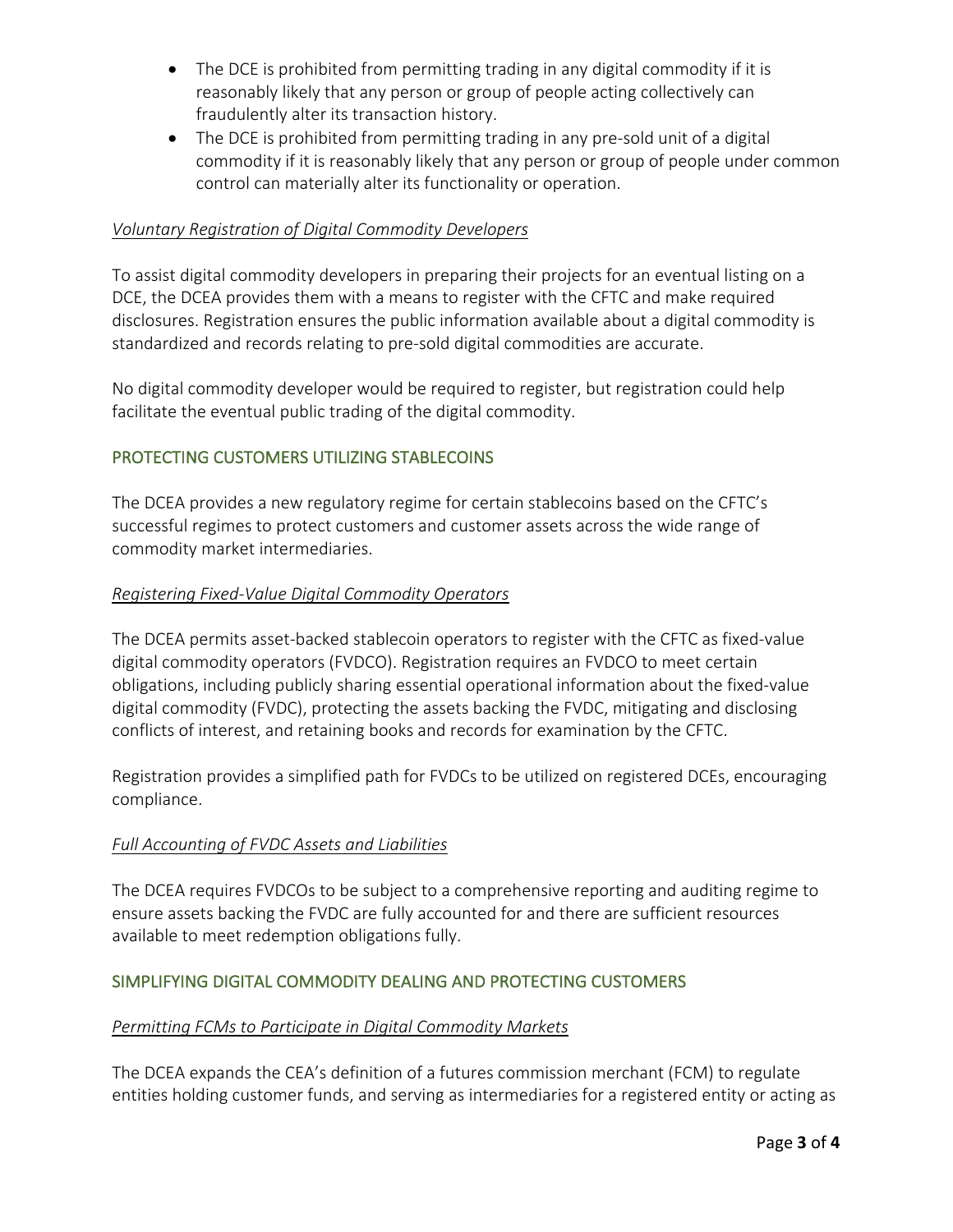- The DCE is prohibited from permitting trading in any digital commodity if it is reasonably likely that any person or group of people acting collectively can fraudulently alter its transaction history.
- The DCE is prohibited from permitting trading in any pre-sold unit of a digital commodity if it is reasonably likely that any person or group of people under common control can materially alter its functionality or operation.

*Voluntary Registration of Digital Commodity Developers*

To assist digital commodity developers in preparing their projects for an eventual listing on a DCE, the DCEA provides them with a means to register with the CFTC and make required disclosures. Registration ensures the public information available about a digital commodity is standardized and records relating to pre-sold digital commodities are accurate.

No digital commodity developer would be required to register, but registration could help facilitate the eventual public trading of the digital commodity.

## PROTECTING CUSTOMERS UTILIZING STABLECOINS

The DCEA provides a new regulatory regime for certain stablecoins based on the CFTC's successful regimes to protect customers and customer assets across the wide range of commodity market intermediaries.

*Registering Fixed-Value Digital Commodity Operators*

The DCEA permits asset-backed stablecoin operators to register with the CFTC as fixed-value digital commodity operators (FVDCO). Registration requires an FVDCO to meet certain obligations, including publicly sharing essential operational information about the fixed-value digital commodity (FVDC), protecting the assets backing the FVDC, mitigating and disclosing conflicts of interest, and retaining books and records for examination by the CFTC.

Registration provides a simplified path for FVDCs to be utilized on registered DCEs, encouraging compliance.

*Full Accounting of FVDC Assets and Liabilities*

The DCEA requires FVDCOs to be subject to a comprehensive reporting and auditing regime to ensure assets backing the FVDC are fully accounted for and there are sufficient resources available to meet redemption obligations fully.

## SIMPLIFYING DIGITAL COMMODITY DEALING AND PROTECTING CUSTOMERS

*Permitting FCMs to Participate in Digital Commodity Markets*

The DCEA expands the CEA's definition of a futures commission merchant (FCM) to regulate entities holding customer funds, and serving as intermediaries for a registered entity or acting as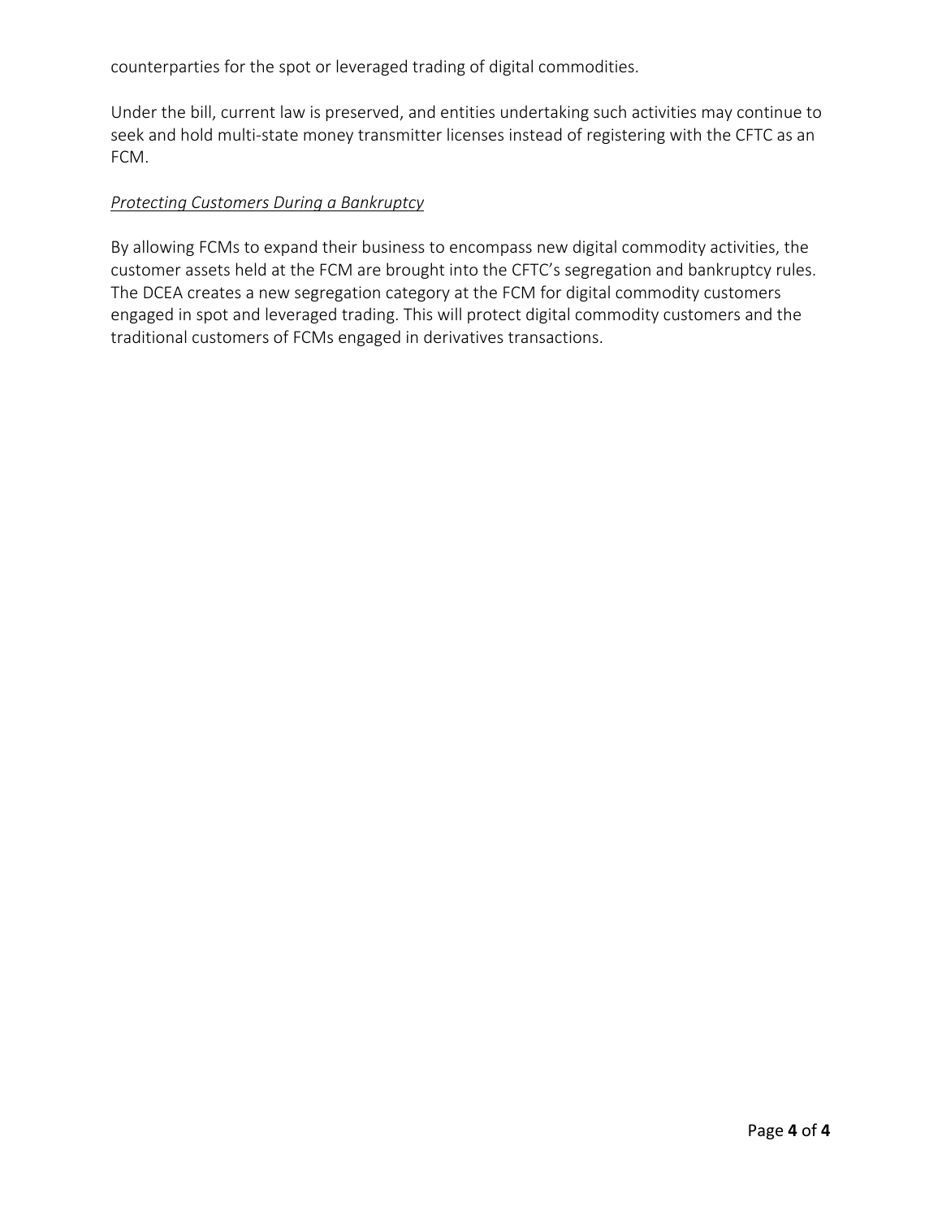counterparties for the spot or leveraged trading of digital commodities.

Under the bill, current law is preserved, and entities undertaking such activities may continue to seek and hold multi-state money transmitter licenses instead of registering with the CFTC as an FCM.

*Protecting Customers During a Bankruptcy*

By allowing FCMs to expand their business to encompass new digital commodity activities, the customer assets held at the FCM are brought into the CFTC's segregation and bankruptcy rules. The DCEA creates a new segregation category at the FCM for digital commodity customers engaged in spot and leveraged trading. This will protect digital commodity customers and the traditional customers of FCMs engaged in derivatives transactions.